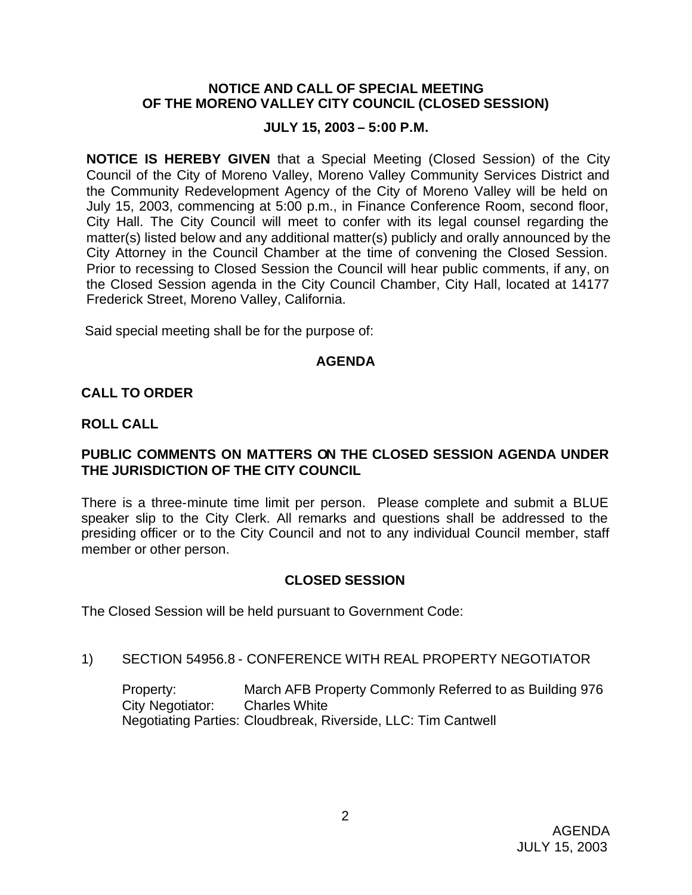# NOTICE AND CALL OF SPECIAL MEETING OF THE MORENO VALLEY CITY COUNCIL (CLOSED SESSION)

## JULY 15, 2003 – 5:00 P.M.

**NOTICE IS HEREBY GIVEN** that a Special Meeting (Closed Session) of the City Council of the City of Moreno Valley, Moreno Valley Community Services District and the Community Redevelopment Agency of the City of Moreno Valley will be held on July 15, 2003, commencing at 5:00 p.m., in Finance Conference Room, second floor, City Hall. The City Council will meet to confer with its legal counsel regarding the matter(s) listed below and any additional matter(s) publicly and orally announced by the City Attorney in the Council Chamber at the time of convening the Closed Session. Prior to recessing to Closed Session the Council will hear public comments, if any, on the Closed Session agenda in the City Council Chamber, City Hall, located at 14177 Frederick Street, Moreno Valley, California.

Said special meeting shall be for the purpose of:

## AGENDA

**CALL TO ORDER**

**ROLL CALL**

**PUBLIC COMMENTS ON MATTERS ON THE CLOSED SESSION AGENDA UNDER THE JURISDICTION OF THE CITY COUNCIL**

There is a three-minute time limit per person. Please complete and submit a BLUE speaker slip to the City Clerk. All remarks and questions shall be addressed to the presiding officer or to the City Council and not to any individual Council member, staff member or other person.

## CLOSED SESSION

The Closed Session will be held pursuant to Government Code:

1) SECTION 54956.8 - CONFERENCE WITH REAL PROPERTY NEGOTIATOR

   Property: March AFB Property Commonly Referred to as Building 976
   City Negotiator: Charles White
   Negotiating Parties: Cloudbreak, Riverside, LLC: Tim Cantwell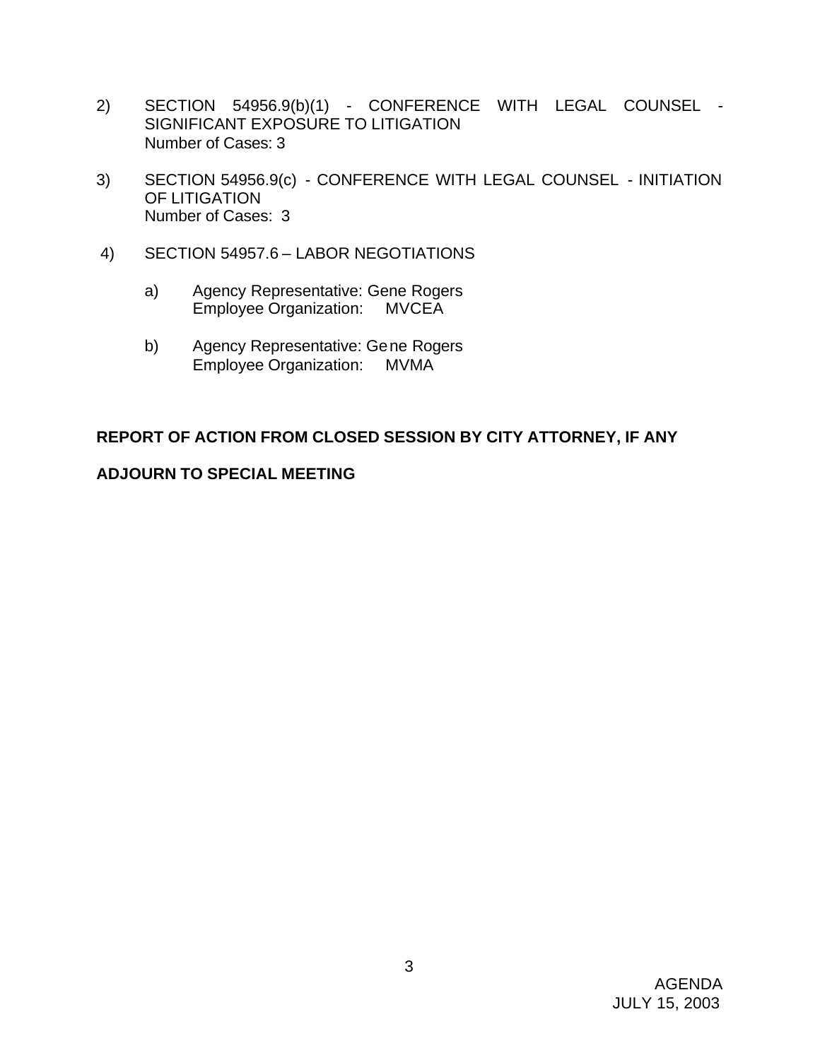2) SECTION 54956.9(b)(1) - CONFERENCE WITH LEGAL COUNSEL - SIGNIFICANT EXPOSURE TO LITIGATION
   Number of Cases: 3

3) SECTION 54956.9(c) - CONFERENCE WITH LEGAL COUNSEL - INITIATION OF LITIGATION
   Number of Cases: 3

4) SECTION 54957.6 – LABOR NEGOTIATIONS

   a) Agency Representative: Gene Rogers
      Employee Organization: MVCEA

   b) Agency Representative: Gene Rogers
      Employee Organization: MVMA

**REPORT OF ACTION FROM CLOSED SESSION BY CITY ATTORNEY, IF ANY**

**ADJOURN TO SPECIAL MEETING**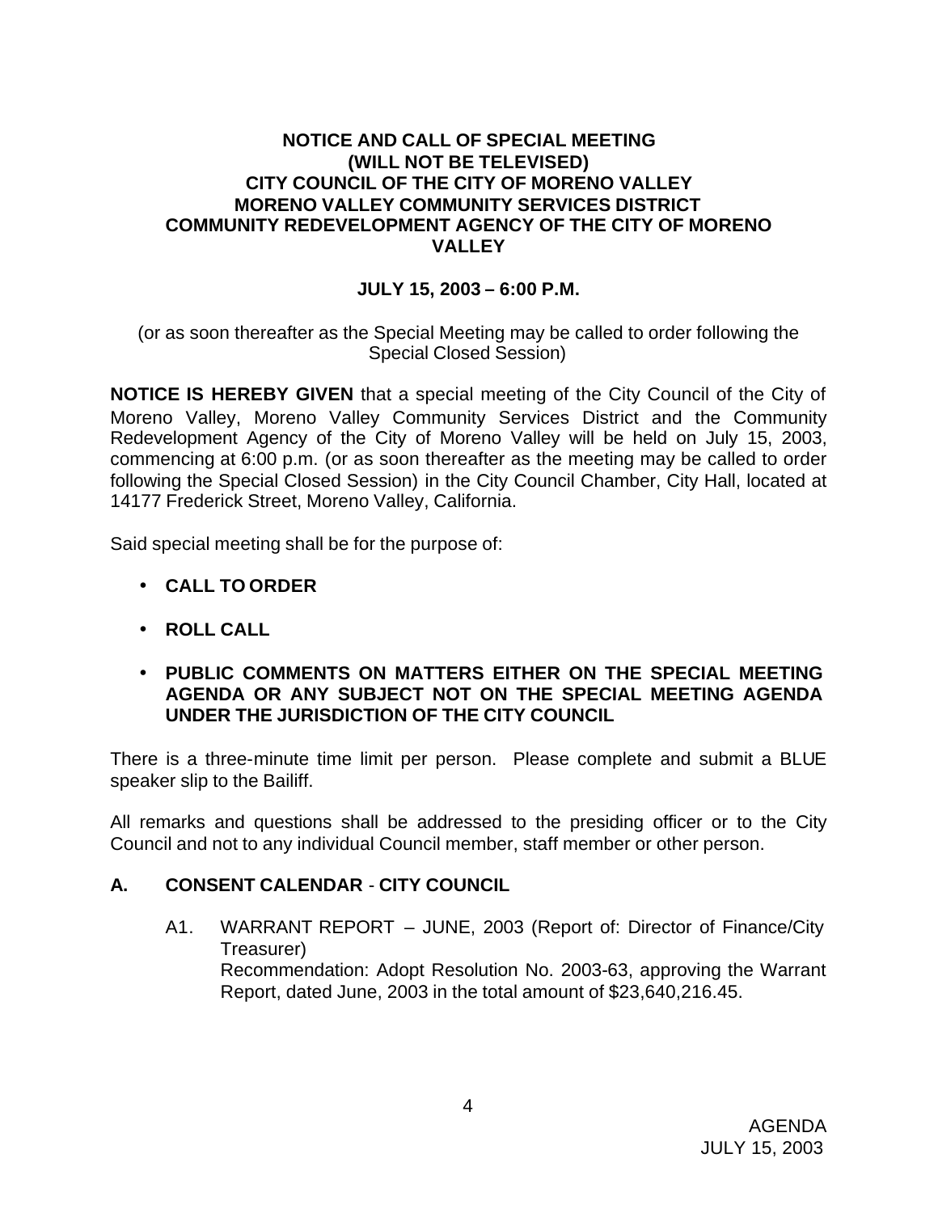**NOTICE AND CALL OF SPECIAL MEETING**
**(WILL NOT BE TELEVISED)**
**CITY COUNCIL OF THE CITY OF MORENO VALLEY**
**MORENO VALLEY COMMUNITY SERVICES DISTRICT**
**COMMUNITY REDEVELOPMENT AGENCY OF THE CITY OF MORENO VALLEY**

**JULY 15, 2003 – 6:00 P.M.**

(or as soon thereafter as the Special Meeting may be called to order following the Special Closed Session)

**NOTICE IS HEREBY GIVEN** that a special meeting of the City Council of the City of Moreno Valley, Moreno Valley Community Services District and the Community Redevelopment Agency of the City of Moreno Valley will be held on July 15, 2003, commencing at 6:00 p.m. (or as soon thereafter as the meeting may be called to order following the Special Closed Session) in the City Council Chamber, City Hall, located at 14177 Frederick Street, Moreno Valley, California.

Said special meeting shall be for the purpose of:

- **CALL TO ORDER**
- **ROLL CALL**
- **PUBLIC COMMENTS ON MATTERS EITHER ON THE SPECIAL MEETING AGENDA OR ANY SUBJECT NOT ON THE SPECIAL MEETING AGENDA UNDER THE JURISDICTION OF THE CITY COUNCIL**

There is a three-minute time limit per person. Please complete and submit a BLUE speaker slip to the Bailiff.

All remarks and questions shall be addressed to the presiding officer or to the City Council and not to any individual Council member, staff member or other person.

## A. CONSENT CALENDAR - CITY COUNCIL

A1. WARRANT REPORT – JUNE, 2003 (Report of: Director of Finance/City Treasurer)
Recommendation: Adopt Resolution No. 2003-63, approving the Warrant Report, dated June, 2003 in the total amount of $23,640,216.45.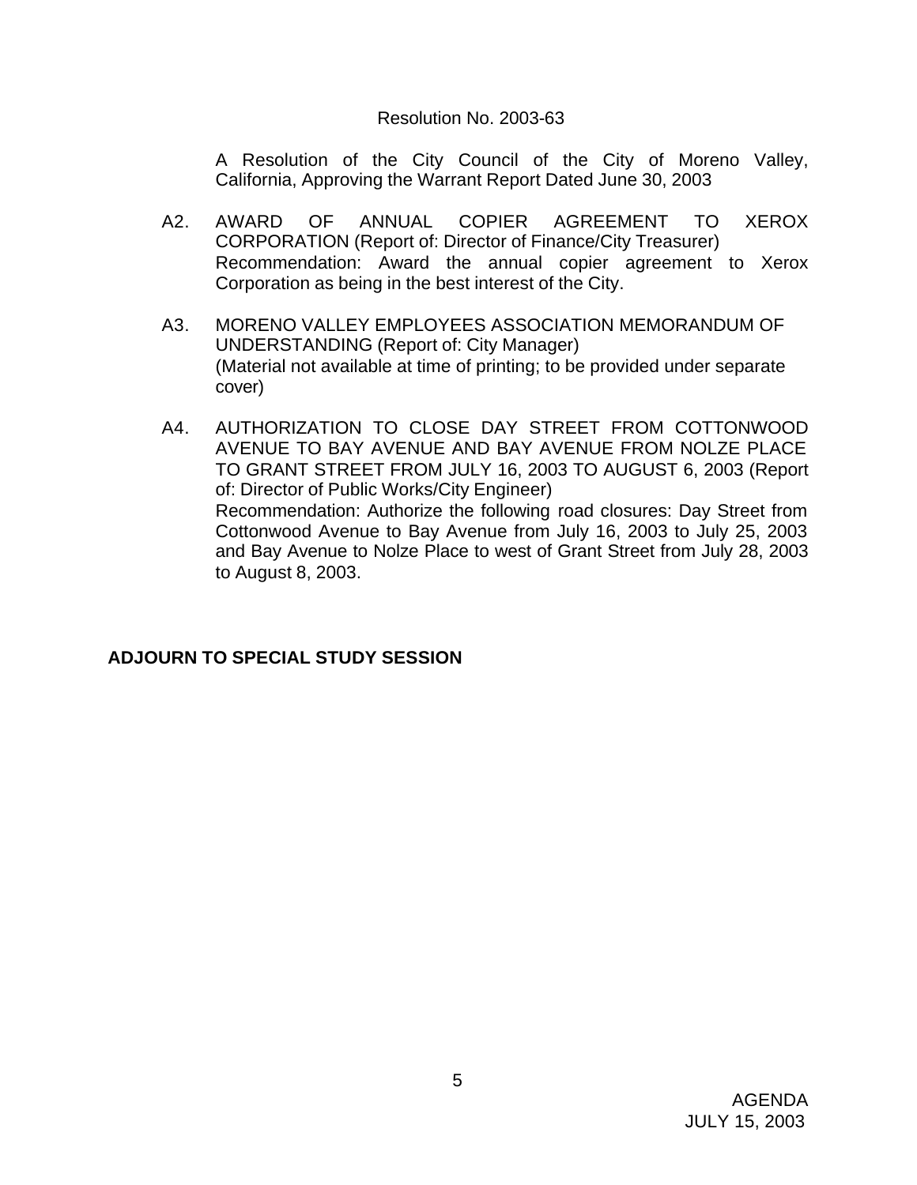Resolution No. 2003-63

A Resolution of the City Council of the City of Moreno Valley, California, Approving the Warrant Report Dated June 30, 2003

A2. AWARD OF ANNUAL COPIER AGREEMENT TO XEROX CORPORATION (Report of: Director of Finance/City Treasurer)
Recommendation: Award the annual copier agreement to Xerox Corporation as being in the best interest of the City.

A3. MORENO VALLEY EMPLOYEES ASSOCIATION MEMORANDUM OF UNDERSTANDING (Report of: City Manager)
(Material not available at time of printing; to be provided under separate cover)

A4. AUTHORIZATION TO CLOSE DAY STREET FROM COTTONWOOD AVENUE TO BAY AVENUE AND BAY AVENUE FROM NOLZE PLACE TO GRANT STREET FROM JULY 16, 2003 TO AUGUST 6, 2003 (Report of: Director of Public Works/City Engineer)
Recommendation: Authorize the following road closures: Day Street from Cottonwood Avenue to Bay Avenue from July 16, 2003 to July 25, 2003 and Bay Avenue to Nolze Place to west of Grant Street from July 28, 2003 to August 8, 2003.

**ADJOURN TO SPECIAL STUDY SESSION**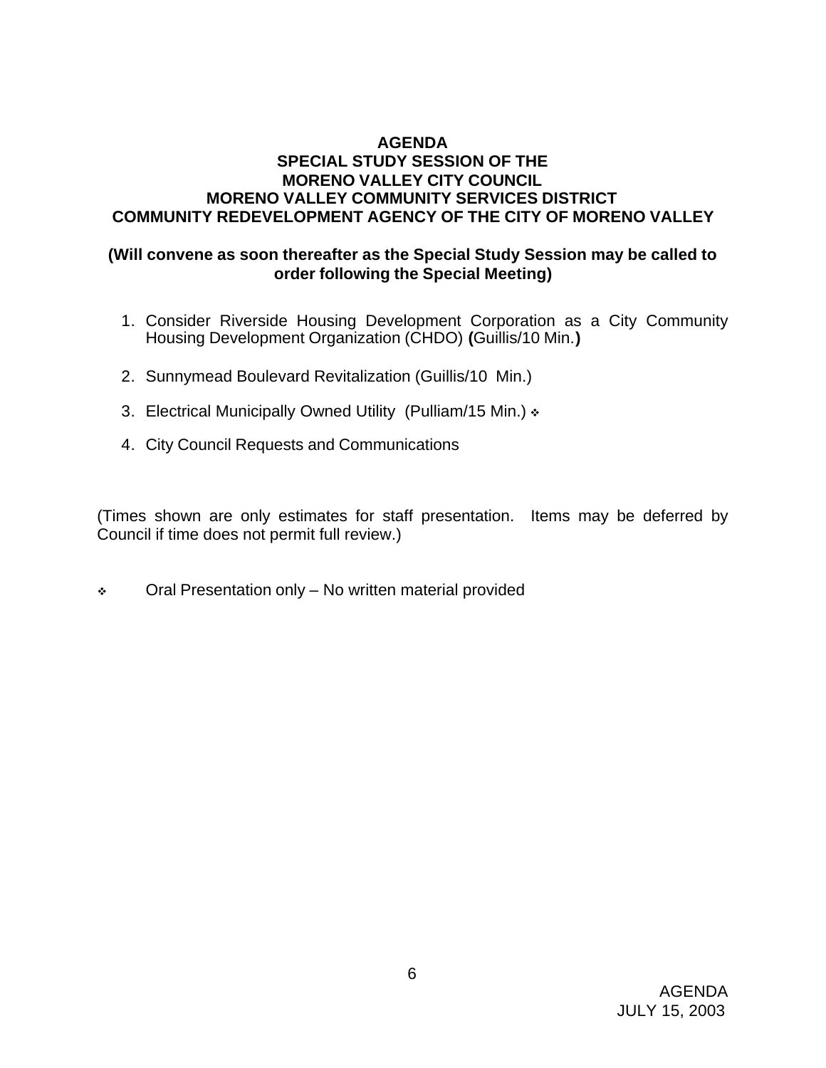**AGENDA**
**SPECIAL STUDY SESSION OF THE**
**MORENO VALLEY CITY COUNCIL**
**MORENO VALLEY COMMUNITY SERVICES DISTRICT**
**COMMUNITY REDEVELOPMENT AGENCY OF THE CITY OF MORENO VALLEY**

**(Will convene as soon thereafter as the Special Study Session may be called to order following the Special Meeting)**

1. Consider Riverside Housing Development Corporation as a City Community Housing Development Organization (CHDO) **(**Guillis/10 Min.**)**

2. Sunnymead Boulevard Revitalization (Guillis/10 Min.)

3. Electrical Municipally Owned Utility (Pulliam/15 Min.) ❖

4. City Council Requests and Communications

(Times shown are only estimates for staff presentation. Items may be deferred by Council if time does not permit full review.)

❖ Oral Presentation only – No written material provided